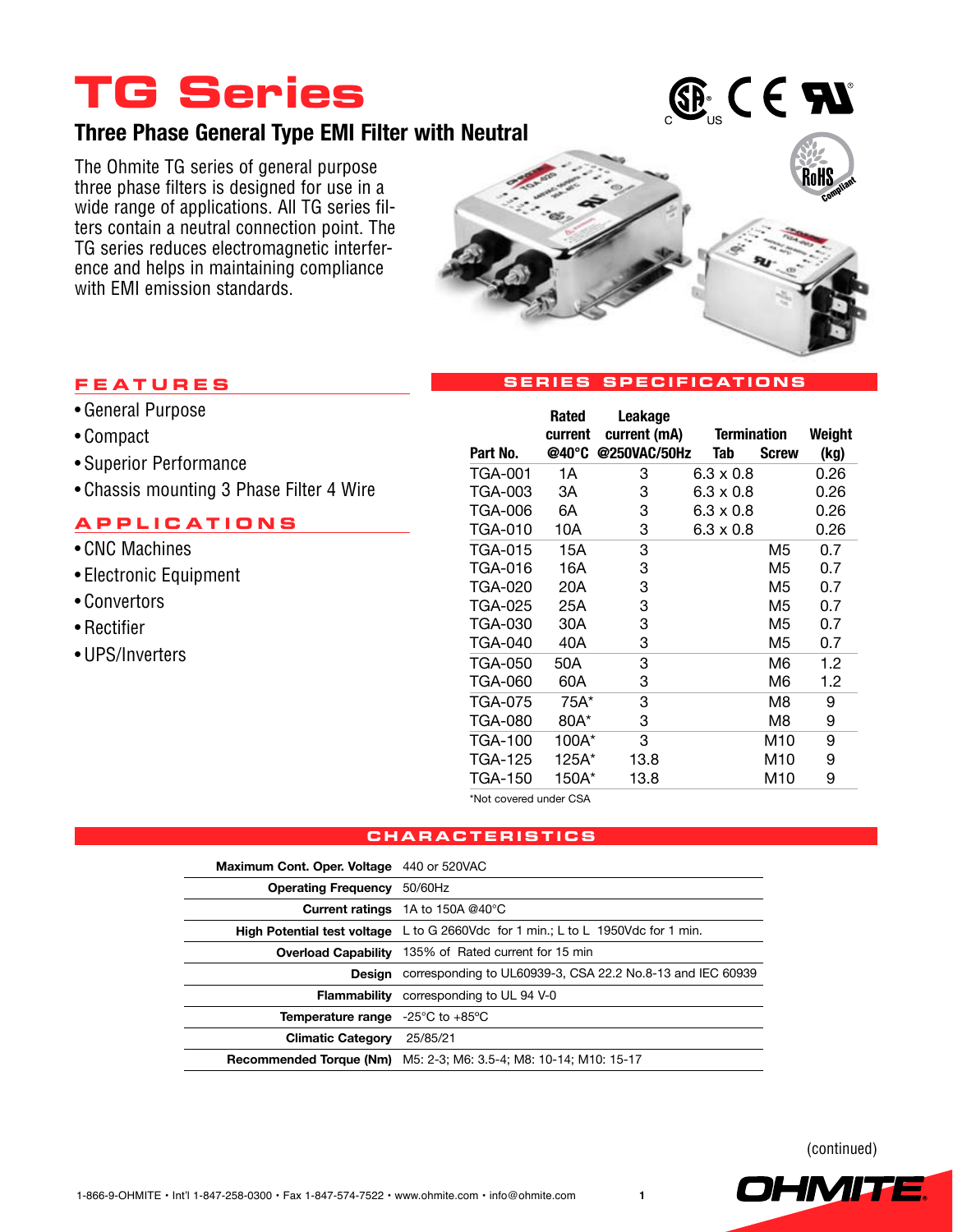# TG Series

## Three Phase General Type EMI Filter with Neutral

The Ohmite TG series of general purpose three phase filters is designed for use in a wide range of applications. All TG series filters contain a neutral connection point. The TG series reduces electromagnetic interference and helps in maintaining compliance with EMI emission standards.

### FEATURES

- General Purpose
- Compact
- Superior Performance
- Chassis mounting 3 Phase Filter 4 Wire

### APPLICATIONS

- CNC Machines
- Electronic Equipment
- Convertors
- Rectifier
- UPS/Inverters

### SERIES SPECIFICATIONS

| Part No. | Rated current @40°C | Leakage current (mA) @250VAC/50Hz | Termination Tab | Termination Screw | Weight (kg) |
|---|---|---|---|---|---|
| TGA-001 | 1A | 3 | 6.3 x 0.8 | | 0.26 |
| TGA-003 | 3A | 3 | 6.3 x 0.8 | | 0.26 |
| TGA-006 | 6A | 3 | 6.3 x 0.8 | | 0.26 |
| TGA-010 | 10A | 3 | 6.3 x 0.8 | | 0.26 |
| TGA-015 | 15A | 3 | | M5 | 0.7 |
| TGA-016 | 16A | 3 | | M5 | 0.7 |
| TGA-020 | 20A | 3 | | M5 | 0.7 |
| TGA-025 | 25A | 3 | | M5 | 0.7 |
| TGA-030 | 30A | 3 | | M5 | 0.7 |
| TGA-040 | 40A | 3 | | M5 | 0.7 |
| TGA-050 | 50A | 3 | | M6 | 1.2 |
| TGA-060 | 60A | 3 | | M6 | 1.2 |
| TGA-075 | 75A* | 3 | | M8 | 9 |
| TGA-080 | 80A* | 3 | | M8 | 9 |
| TGA-100 | 100A* | 3 | | M10 | 9 |
| TGA-125 | 125A* | 13.8 | | M10 | 9 |
| TGA-150 | 150A* | 13.8 | | M10 | 9 |

*Not covered under CSA

### CHARACTERISTICS

| | |
|---|---|
| **Maximum Cont. Oper. Voltage** | 440 or 520VAC |
| **Operating Frequency** | 50/60Hz |
| **Current ratings** | 1A to 150A @40°C |
| **High Potential test voltage** | L to G 2660Vdc for 1 min.; L to L 1950Vdc for 1 min. |
| **Overload Capability** | 135% of Rated current for 15 min |
| **Design** | corresponding to UL60939-3, CSA 22.2 No.8-13 and IEC 60939 |
| **Flammability** | corresponding to UL 94 V-0 |
| **Temperature range** | -25°C to +85°C |
| **Climatic Category** | 25/85/21 |
| **Recommended Torque (Nm)** | M5: 2-3; M6: 3.5-4; M8: 10-14; M10: 15-17 |

(continued)

1-866-9-OHMITE • Int'l 1-847-258-0300 • Fax 1-847-574-7522 • www.ohmite.com • info@ohmite.com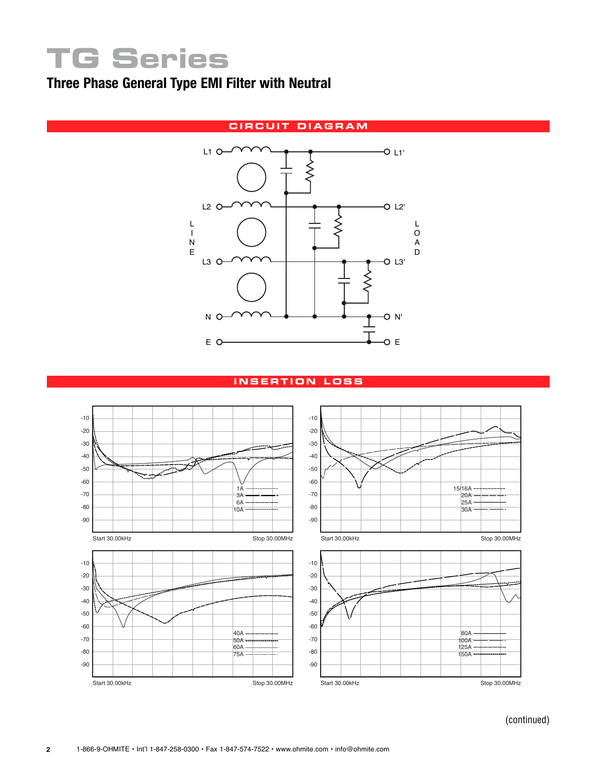# TG Series

## Three Phase General Type EMI Filter with Neutral

### CIRCUIT DIAGRAM

L1 — L1'

L2 — L2'

L3 — L3'

N — N'

E — E

LINE

LOAD

### INSERTION LOSS

-10
-20
-30
-40
-50
-60
-70
-80
-90

1A
3A
6A
10A

Start 30.00kHz Stop 30.00MHz

-10
-20
-30
-40
-50
-60
-70
-80
-90

15/16A
20A
25A
30A

Start 30.00kHz Stop 30.00MHz

-10
-20
-30
-40
-50
-60
-70
-80
-90

40A
50A
60A
75A

Start 30.00kHz Stop 30.00MHz

-10
-20
-30
-40
-50
-60
-70
-80
-90

80A
100A
125A
150A

Start 30.00kHz Stop 30.00MHz

(continued)

1-866-9-OHMITE • Int'l 1-847-258-0300 • Fax 1-847-574-7522 • www.ohmite.com • info@ohmite.com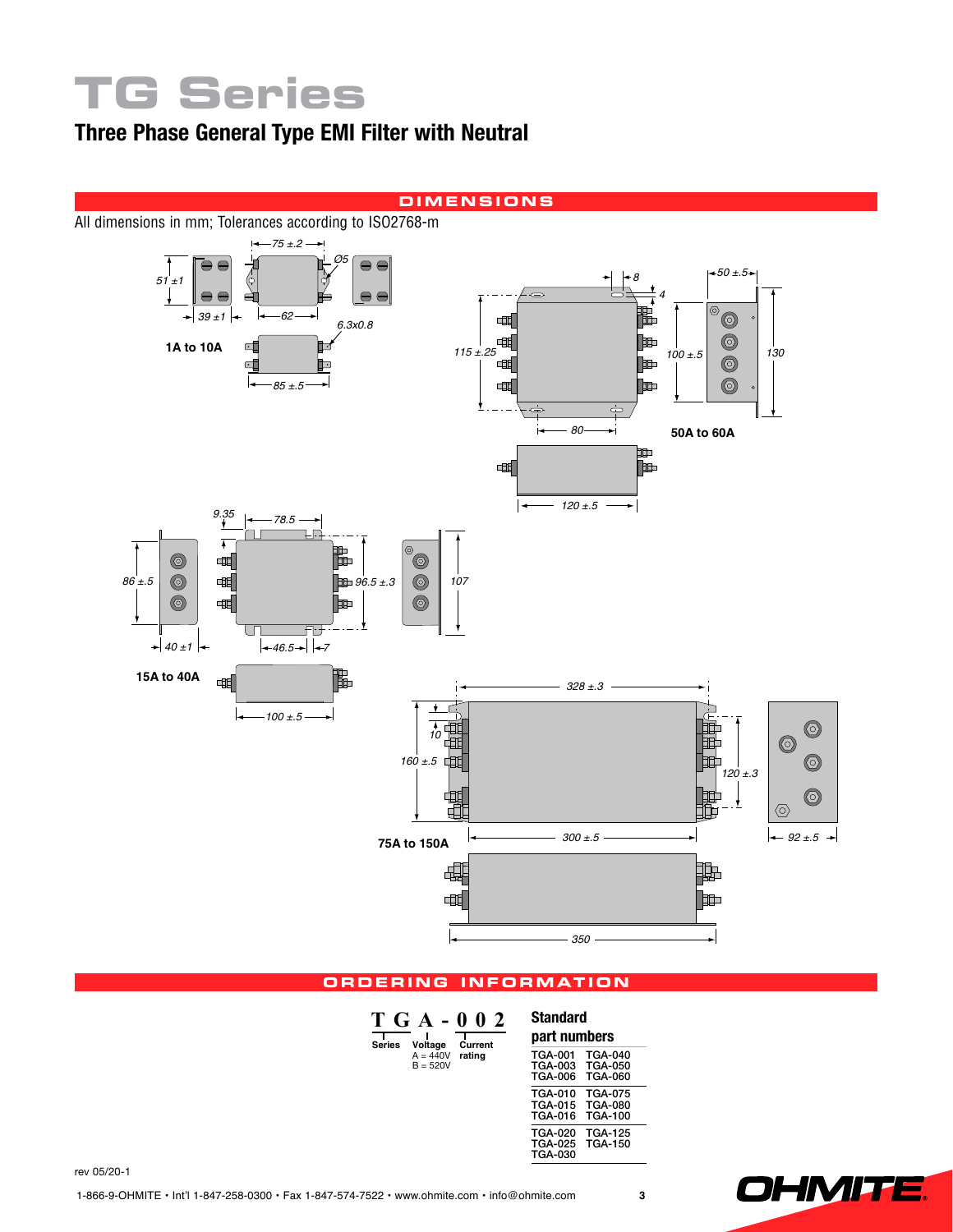# TG Series

## Three Phase General Type EMI Filter with Neutral

## DIMENSIONS

All dimensions in mm; Tolerances according to ISO2768-m

75 ±.2
Ø5
51 ±1
39 ±1
62
6.3x0.8
1A to 10A
85 ±.5

8
4
50 ±.5
115 ±.25
100 ±.5
130
80
50A to 60A
120 ±.5

9.35
78.5
86 ±.5
96.5 ±.3
107
40 ±1
46.5
7
15A to 40A
100 ±.5

328 ±.3
10
160 ±.5
120 ±.3
300 ±.5
92 ±.5
75A to 150A
350

## ORDERING INFORMATION

**T G A - 0 0 2**

Series | Voltage (A = 440V, B = 520V) | Current rating

**Standard part numbers**

| | |
|---|---|
| TGA-001 | TGA-040 |
| TGA-003 | TGA-050 |
| TGA-006 | TGA-060 |
| TGA-010 | TGA-075 |
| TGA-015 | TGA-080 |
| TGA-016 | TGA-100 |
| TGA-020 | TGA-125 |
| TGA-025 | TGA-150 |
| TGA-030 | |

rev 05/20-1

1-866-9-OHMITE • Int'l 1-847-258-0300 • Fax 1-847-574-7522 • www.ohmite.com • info@ohmite.com